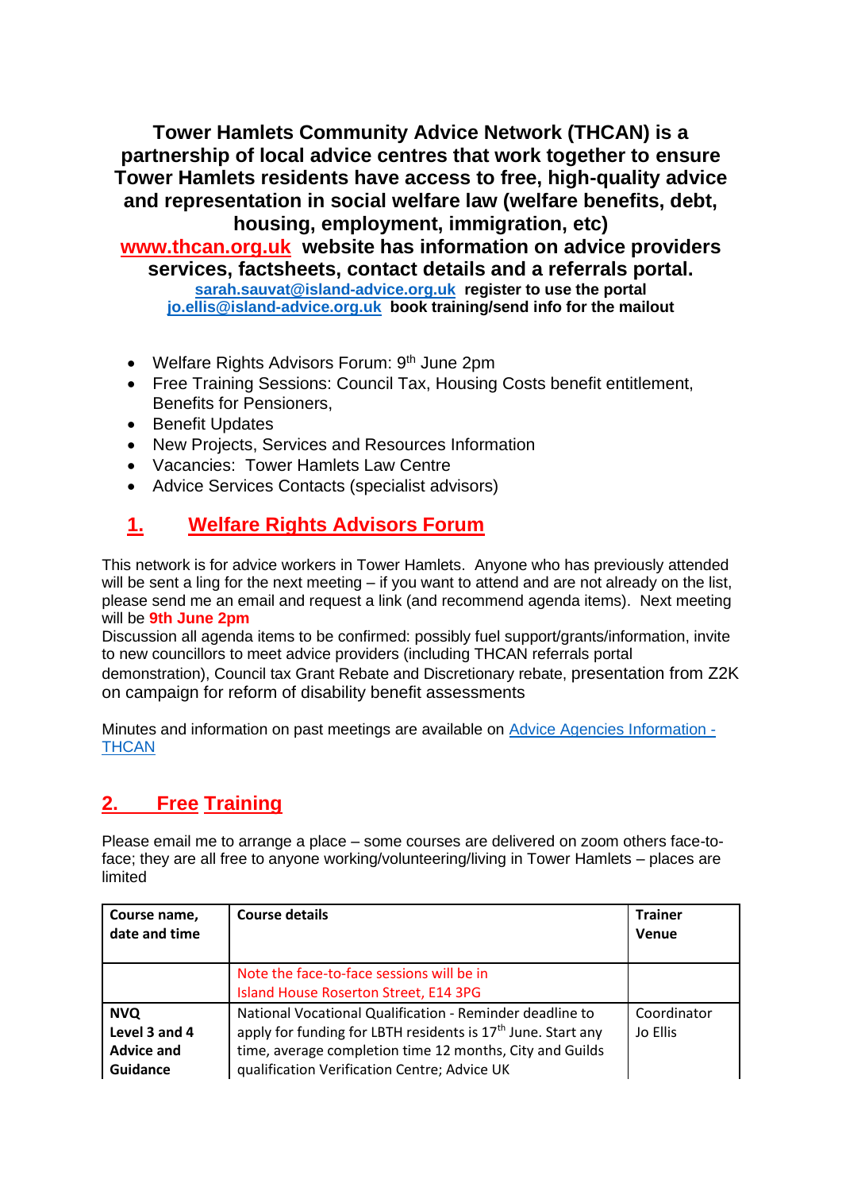**Tower Hamlets Community Advice Network (THCAN) is a partnership of local advice centres that work together to ensure Tower Hamlets residents have access to free, high-quality advice and representation in social welfare law (welfare benefits, debt, housing, employment, immigration, etc)**

**www.thcan.org.uk website has information on advice providers services, factsheets, contact details and a referrals portal.**

**sarah.sauvat@island-advice.org.uk register to use the portal**
**jo.ellis@island-advice.org.uk book training/send info for the mailout**

- Welfare Rights Advisors Forum: 9th June 2pm
- Free Training Sessions: Council Tax, Housing Costs benefit entitlement, Benefits for Pensioners,
- Benefit Updates
- New Projects, Services and Resources Information
- Vacancies: Tower Hamlets Law Centre
- Advice Services Contacts (specialist advisors)

## 1. Welfare Rights Advisors Forum

This network is for advice workers in Tower Hamlets. Anyone who has previously attended will be sent a ling for the next meeting – if you want to attend and are not already on the list, please send me an email and request a link (and recommend agenda items). Next meeting will be **9th June 2pm**

Discussion all agenda items to be confirmed: possibly fuel support/grants/information, invite to new councillors to meet advice providers (including THCAN referrals portal demonstration), Council tax Grant Rebate and Discretionary rebate, presentation from Z2K on campaign for reform of disability benefit assessments

Minutes and information on past meetings are available on Advice Agencies Information - THCAN

## 2. Free Training

Please email me to arrange a place – some courses are delivered on zoom others face-to-face; they are all free to anyone working/volunteering/living in Tower Hamlets – places are limited

| Course name, date and time | Course details | Trainer Venue |
|---|---|---|
| | Note the face-to-face sessions will be in Island House Roserton Street, E14 3PG | |
| **NVQ Level 3 and 4 Advice and Guidance** | National Vocational Qualification - Reminder deadline to apply for funding for LBTH residents is 17th June. Start any time, average completion time 12 months, City and Guilds qualification Verification Centre; Advice UK | Coordinator Jo Ellis |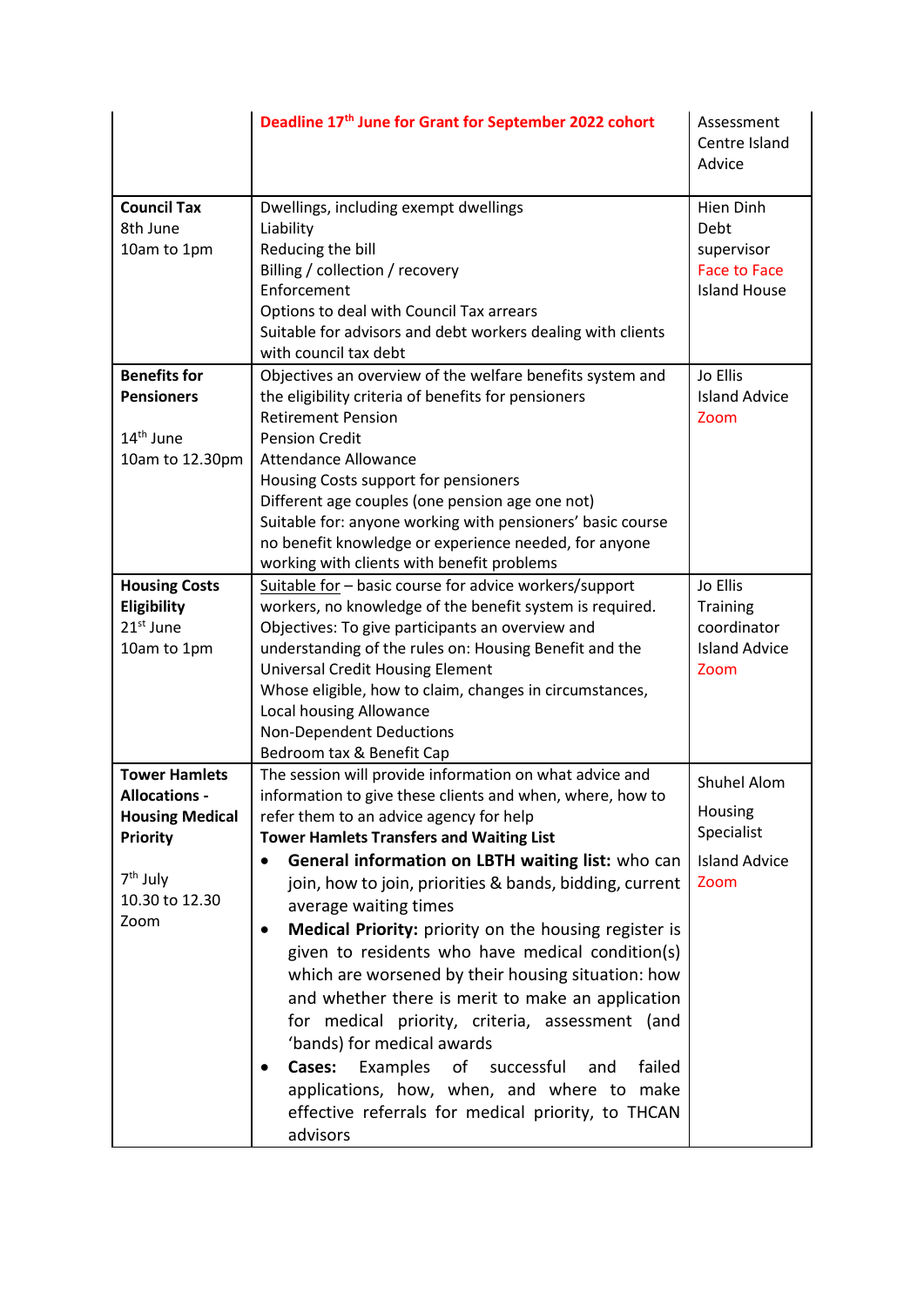| | | |
|---|---|---|
| | **Deadline 17th June for Grant for September 2022 cohort** | Assessment Centre Island Advice |
| **Council Tax**<br>8th June<br>10am to 1pm | Dwellings, including exempt dwellings<br>Liability<br>Reducing the bill<br>Billing / collection / recovery<br>Enforcement<br>Options to deal with Council Tax arrears<br>Suitable for advisors and debt workers dealing with clients with council tax debt | Hien Dinh<br>Debt supervisor<br>Face to Face<br>Island House |
| **Benefits for Pensioners**<br><br>14th June<br>10am to 12.30pm | Objectives an overview of the welfare benefits system and the eligibility criteria of benefits for pensioners<br>Retirement Pension<br>Pension Credit<br>Attendance Allowance<br>Housing Costs support for pensioners<br>Different age couples (one pension age one not)<br>Suitable for: anyone working with pensioners' basic course no benefit knowledge or experience needed, for anyone working with clients with benefit problems | Jo Ellis<br>Island Advice<br>Zoom |
| **Housing Costs Eligibility**<br>21st June<br>10am to 1pm | Suitable for – basic course for advice workers/support workers, no knowledge of the benefit system is required.<br>Objectives: To give participants an overview and understanding of the rules on: Housing Benefit and the Universal Credit Housing Element<br>Whose eligible, how to claim, changes in circumstances,<br>Local housing Allowance<br>Non-Dependent Deductions<br>Bedroom tax & Benefit Cap | Jo Ellis<br>Training coordinator<br>Island Advice<br>Zoom |
| **Tower Hamlets Allocations - Housing Medical Priority**<br><br>7th July<br>10.30 to 12.30<br>Zoom | The session will provide information on what advice and information to give these clients and when, where, how to refer them to an advice agency for help<br>**Tower Hamlets Transfers and Waiting List**<br>• **General information on LBTH waiting list:** who can join, how to join, priorities & bands, bidding, current average waiting times<br>• **Medical Priority:** priority on the housing register is given to residents who have medical condition(s) which are worsened by their housing situation: how and whether there is merit to make an application for medical priority, criteria, assessment (and 'bands) for medical awards<br>• **Cases:** Examples of successful and failed applications, how, when, and where to make effective referrals for medical priority, to THCAN advisors | Shuhel Alom<br>Housing Specialist<br>Island Advice<br>Zoom |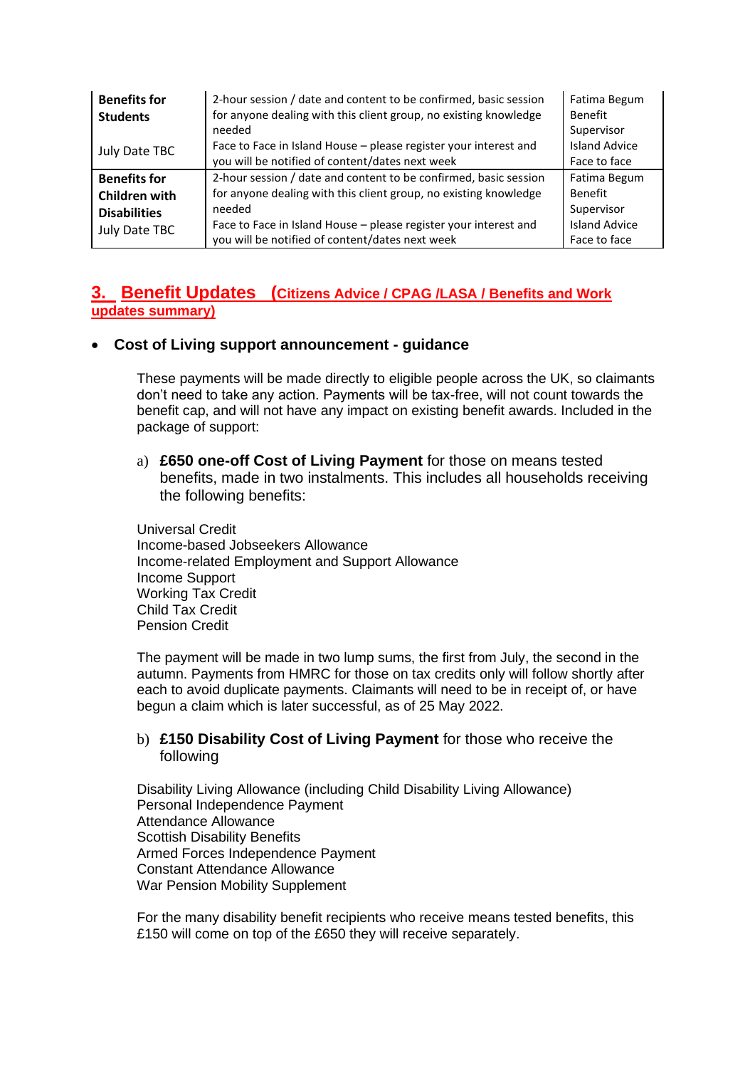| **Benefits for Students**<br><br>July Date TBC | 2-hour session / date and content to be confirmed, basic session for anyone dealing with this client group, no existing knowledge needed<br>Face to Face in Island House – please register your interest and you will be notified of content/dates next week | Fatima Begum Benefit Supervisor Island Advice Face to face |
|---|---|---|
| **Benefits for Children with Disabilities**<br>July Date TBC | 2-hour session / date and content to be confirmed, basic session for anyone dealing with this client group, no existing knowledge needed<br>Face to Face in Island House – please register your interest and you will be notified of content/dates next week | Fatima Begum Benefit Supervisor Island Advice Face to face |

## 3. Benefit Updates (Citizens Advice / CPAG /LASA / Benefits and Work updates summary)

- **Cost of Living support announcement - guidance**

These payments will be made directly to eligible people across the UK, so claimants don't need to take any action. Payments will be tax-free, will not count towards the benefit cap, and will not have any impact on existing benefit awards. Included in the package of support:

a) **£650 one-off Cost of Living Payment** for those on means tested benefits, made in two instalments. This includes all households receiving the following benefits:

Universal Credit
Income-based Jobseekers Allowance
Income-related Employment and Support Allowance
Income Support
Working Tax Credit
Child Tax Credit
Pension Credit

The payment will be made in two lump sums, the first from July, the second in the autumn. Payments from HMRC for those on tax credits only will follow shortly after each to avoid duplicate payments. Claimants will need to be in receipt of, or have begun a claim which is later successful, as of 25 May 2022.

b) **£150 Disability Cost of Living Payment** for those who receive the following

Disability Living Allowance (including Child Disability Living Allowance)
Personal Independence Payment
Attendance Allowance
Scottish Disability Benefits
Armed Forces Independence Payment
Constant Attendance Allowance
War Pension Mobility Supplement

For the many disability benefit recipients who receive means tested benefits, this £150 will come on top of the £650 they will receive separately.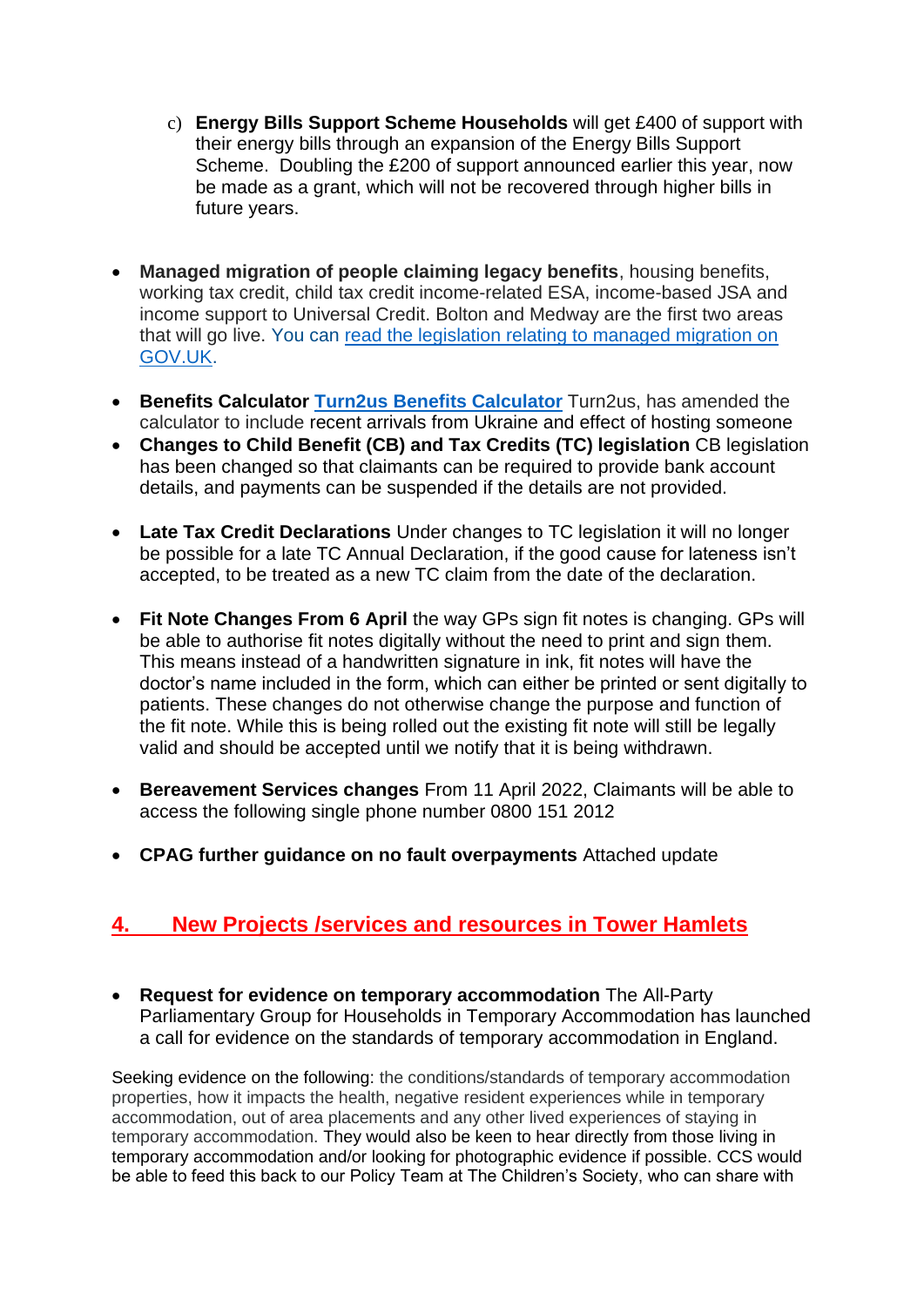c) **Energy Bills Support Scheme Households** will get £400 of support with their energy bills through an expansion of the Energy Bills Support Scheme. Doubling the £200 of support announced earlier this year, now be made as a grant, which will not be recovered through higher bills in future years.

- **Managed migration of people claiming legacy benefits**, housing benefits, working tax credit, child tax credit income-related ESA, income-based JSA and income support to Universal Credit. Bolton and Medway are the first two areas that will go live. You can read the legislation relating to managed migration on GOV.UK.

- **Benefits Calculator** **Turn2us Benefits Calculator** Turn2us, has amended the calculator to include recent arrivals from Ukraine and effect of hosting someone
- **Changes to Child Benefit (CB) and Tax Credits (TC) legislation** CB legislation has been changed so that claimants can be required to provide bank account details, and payments can be suspended if the details are not provided.

- **Late Tax Credit Declarations** Under changes to TC legislation it will no longer be possible for a late TC Annual Declaration, if the good cause for lateness isn't accepted, to be treated as a new TC claim from the date of the declaration.

- **Fit Note Changes From 6 April** the way GPs sign fit notes is changing. GPs will be able to authorise fit notes digitally without the need to print and sign them. This means instead of a handwritten signature in ink, fit notes will have the doctor's name included in the form, which can either be printed or sent digitally to patients. These changes do not otherwise change the purpose and function of the fit note. While this is being rolled out the existing fit note will still be legally valid and should be accepted until we notify that it is being withdrawn.

- **Bereavement Services changes** From 11 April 2022, Claimants will be able to access the following single phone number 0800 151 2012

- **CPAG further guidance on no fault overpayments** Attached update

## 4. New Projects /services and resources in Tower Hamlets

- **Request for evidence on temporary accommodation** The All-Party Parliamentary Group for Households in Temporary Accommodation has launched a call for evidence on the standards of temporary accommodation in England.

Seeking evidence on the following: the conditions/standards of temporary accommodation properties, how it impacts the health, negative resident experiences while in temporary accommodation, out of area placements and any other lived experiences of staying in temporary accommodation. They would also be keen to hear directly from those living in temporary accommodation and/or looking for photographic evidence if possible. CCS would be able to feed this back to our Policy Team at The Children's Society, who can share with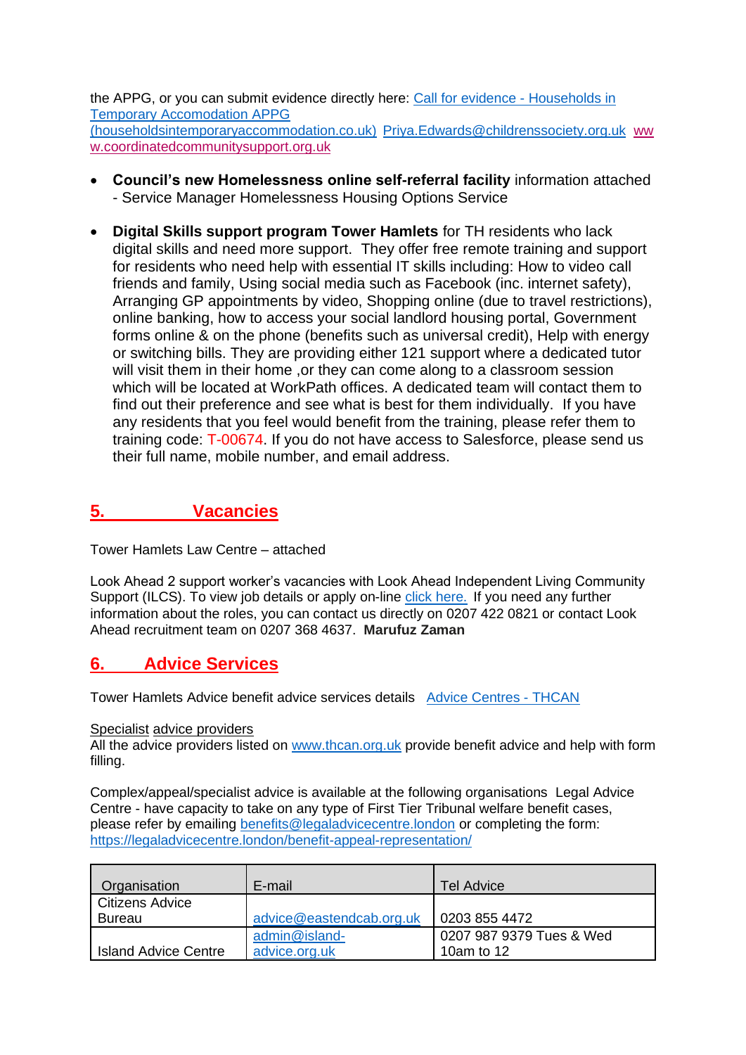the APPG, or you can submit evidence directly here: [Call for evidence - Households in Temporary Accomodation APPG (householdsintemporaryaccommodation.co.uk)](householdsintemporaryaccommodation.co.uk) Priya.Edwards@childrenssociety.org.uk www.coordinatedcommunitysupport.org.uk

- **Council's new Homelessness online self-referral facility** information attached - Service Manager Homelessness Housing Options Service

- **Digital Skills support program Tower Hamlets** for TH residents who lack digital skills and need more support. They offer free remote training and support for residents who need help with essential IT skills including: How to video call friends and family, Using social media such as Facebook (inc. internet safety), Arranging GP appointments by video, Shopping online (due to travel restrictions), online banking, how to access your social landlord housing portal, Government forms online & on the phone (benefits such as universal credit), Help with energy or switching bills. They are providing either 121 support where a dedicated tutor will visit them in their home ,or they can come along to a classroom session which will be located at WorkPath offices. A dedicated team will contact them to find out their preference and see what is best for them individually. If you have any residents that you feel would benefit from the training, please refer them to training code: T-00674. If you do not have access to Salesforce, please send us their full name, mobile number, and email address.

## 5. Vacancies

Tower Hamlets Law Centre – attached

Look Ahead 2 support worker's vacancies with Look Ahead Independent Living Community Support (ILCS). To view job details or apply on-line click here. If you need any further information about the roles, you can contact us directly on 0207 422 0821 or contact Look Ahead recruitment team on 0207 368 4637. **Marufuz Zaman**

## 6. Advice Services

Tower Hamlets Advice benefit advice services details Advice Centres - THCAN

Specialist advice providers
All the advice providers listed on www.thcan.org.uk provide benefit advice and help with form filling.

Complex/appeal/specialist advice is available at the following organisations Legal Advice Centre - have capacity to take on any type of First Tier Tribunal welfare benefit cases, please refer by emailing benefits@legaladvicecentre.london or completing the form: https://legaladvicecentre.london/benefit-appeal-representation/

| Organisation | E-mail | Tel Advice |
|---|---|---|
| Citizens Advice Bureau | advice@eastendcab.org.uk | 0203 855 4472 |
| Island Advice Centre | admin@island-advice.org.uk | 0207 987 9379 Tues & Wed 10am to 12 |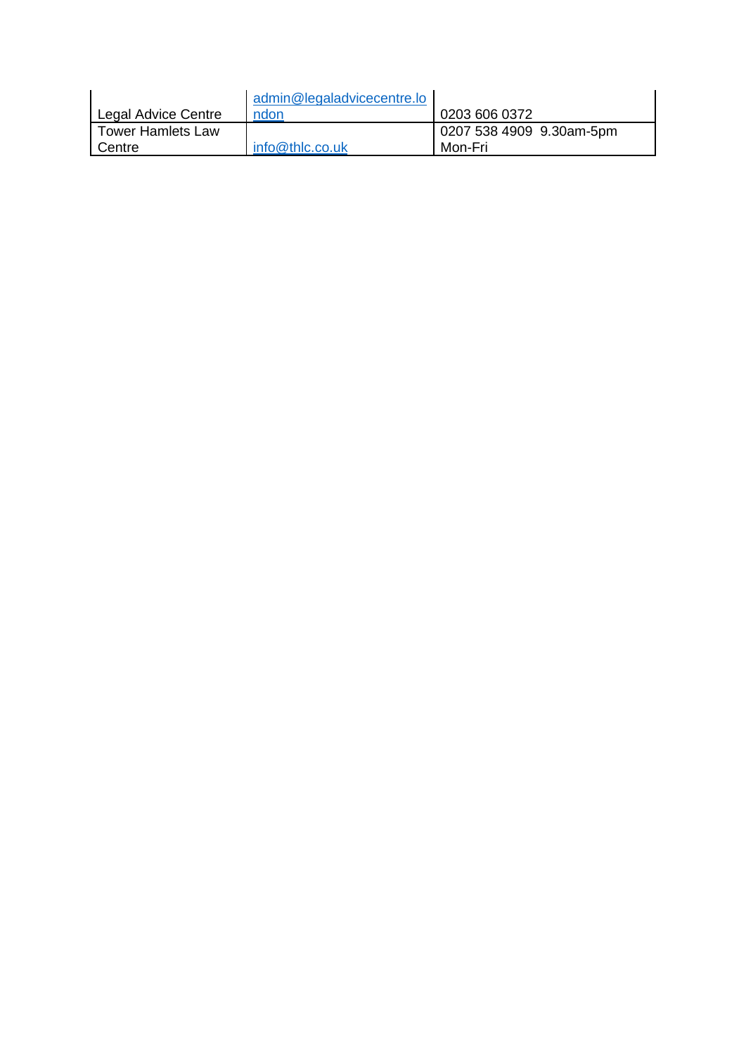| | | |
|---|---|---|
| Legal Advice Centre | admin@legaladvicecentre.london | 0203 606 0372 |
| Tower Hamlets Law Centre | info@thlc.co.uk | 0207 538 4909 9.30am-5pm Mon-Fri |